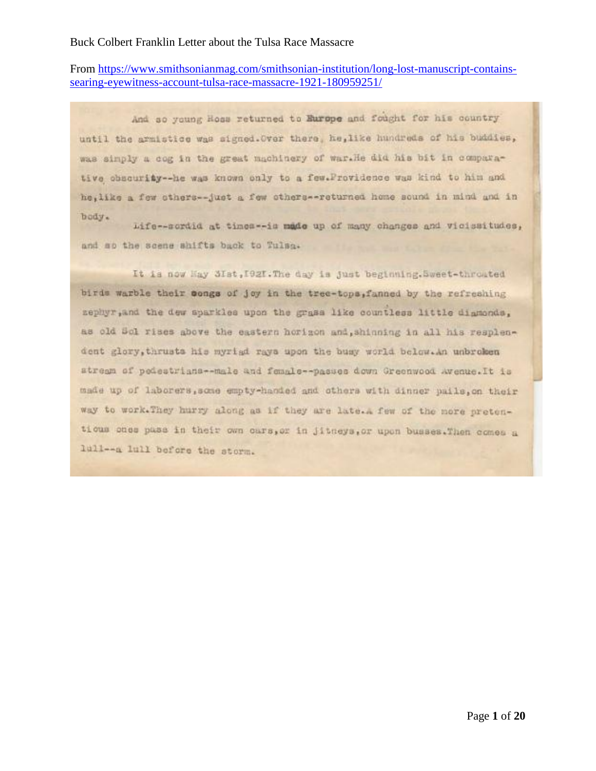Buck Colbert Franklin Letter about the Tulsa Race Massacre

From https://www.smithsonianmag.com/smithsonian-institution/long-lost-manuscript-contains-searing-eyewitness-account-tulsa-race-massacre-1921-180959251/

And so young Ross returned to Europe and fought for his country until the armistice was signed. Over there, he, like hundreds of his buddies, was simply a cog in the great machinery of war. He did his bit in comparative obscurity--he was known only to a few. Providence was kind to him and he, like a few others--just a few others--returned home sound in mind and in body.

Life--sordid at times--is made up of many changes and vicissitudes, and so the scene shifts back to Tulsa.

It is now May 31st, 1921. The day is just beginning. Sweet-throated birds warble their songs of joy in the tree-tops, fanned by the refreshing zephyr, and the dew sparkles upon the grass like countless little diamonds, as old Sol rises above the eastern horizon and, shinning in all his resplendent glory, thrusts his myriad rays upon the busy world below. An unbroken stream of pedestrians--male and female--passes down Greenwood Avenue. It is made up of laborers, some empty-handed and others with dinner pails, on their way to work. They hurry along as if they are late. A few of the more pretentious ones pass in their own cars, or in jitneys, or upon busses. Then comes a lull--a lull before the storm.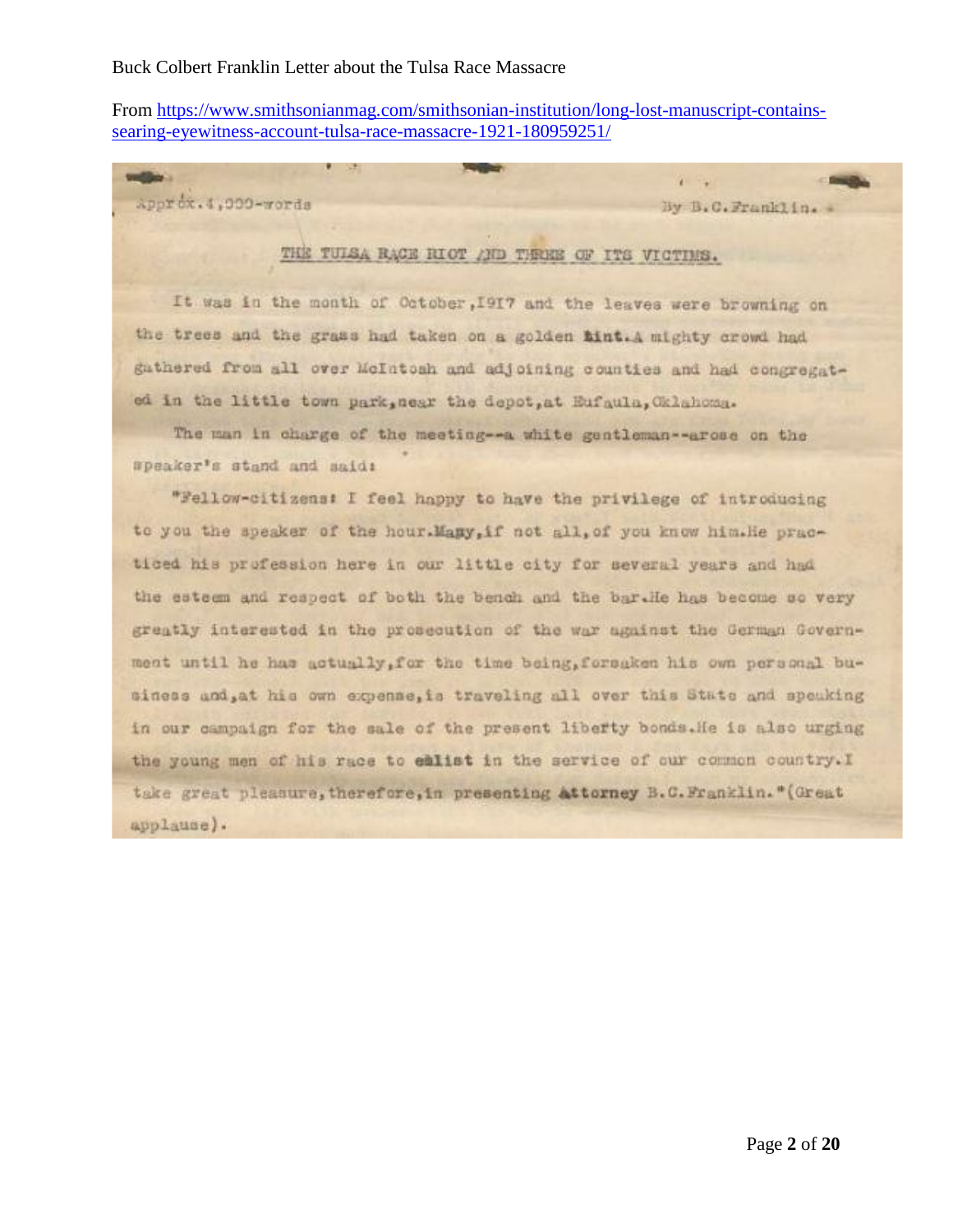Buck Colbert Franklin Letter about the Tulsa Race Massacre

From https://www.smithsonianmag.com/smithsonian-institution/long-lost-manuscript-contains-searing-eyewitness-account-tulsa-race-massacre-1921-180959251/

Approx.4,000-words

By B.C.Franklin.

THE TULSA RACE RIOT AND THREE OF ITS VICTIMS.

It was in the month of October,1917 and the leaves were browning on the trees and the grass had taken on a golden tint.A mighty crowd had gathered from all over McIntosh and adjoining counties and had congregated in the little town park,near the depot,at Eufaula,Oklahoma.

The man in charge of the meeting--a white gentleman--arose on the speaker's stand and said:

"Fellow-citizens: I feel happy to have the privilege of introducing to you the speaker of the hour.Many,if not all,of you know him.He practiced his profession here in our little city for several years and had the esteem and respect of both the bench and the bar.He has become so very greatly interested in the prosecution of the war against the German Government until he has actually,for the time being,forsaken his own personal business and,at his own expense,is traveling all over this State and speaking in our campaign for the sale of the present liberty bonds.He is also urging the young men of his race to enlist in the service of our common country.I take great pleasure,therefore,in presenting Attorney B.C.Franklin."(Great applause).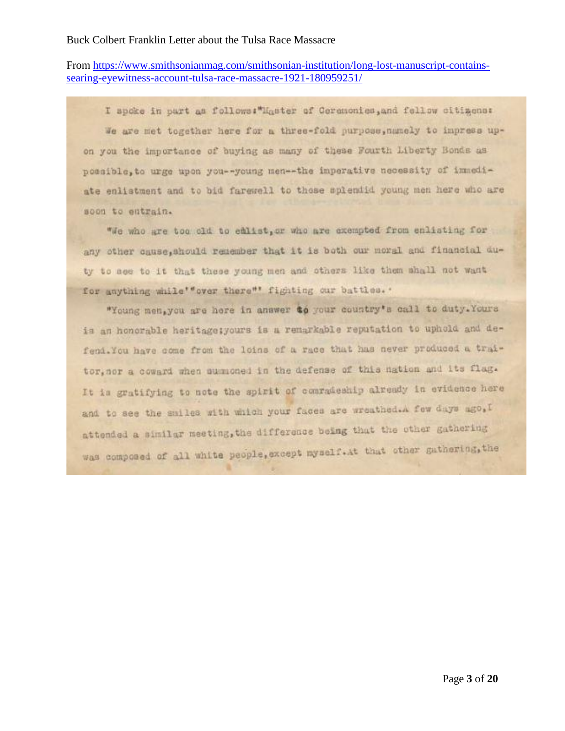Buck Colbert Franklin Letter about the Tulsa Race Massacre

From https://www.smithsonianmag.com/smithsonian-institution/long-lost-manuscript-contains-searing-eyewitness-account-tulsa-race-massacre-1921-180959251/

I spoke in part as follows:"Master of Ceremonies,and fellow citizens:

We are met together here for a three-fold purpose,namely to impress upon you the importance of buying as many of these Fourth Liberty Bonds as possible,to urge upon you--young men--the imperative necessity of immediate enlistment and to bid farewell to those splendid young men here who are soon to entrain.

"We who are too old to enlist,or who are exempted from enlisting for any other cause,should remember that it is both our moral and financial duty to see to it that these young men and others like them shall not want for anything while'"over there"' fighting our battles.'

"Young men,you are here in answer to your country's call to duty.Yours is an honorable heritage;yours is a remarkable reputation to uphold and defend.You have come from the loins of a race that has never produced a traitor,nor a coward when summoned in the defense of this nation and its flag. It is gratifying to note the spirit of comradeship already in evidence here and to see the smiles with which your faces are wreathed.A few days ago,I attended a similar meeting,the difference being that the other gathering was composed of all white people,except myself.At that other gathering,the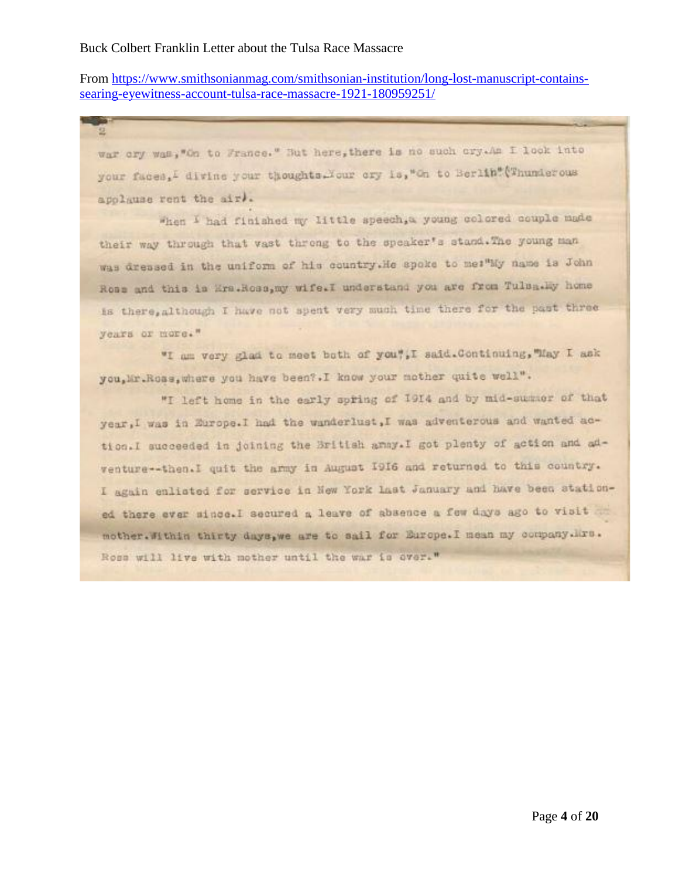war cry was,"On to France." But here,there is no such cry.As I look into your faces,I divine your thoughts.Your cry is,"On to Berlin"(Thunderous applause rent the air).

When I had finished my little speech,a young colored couple made their way through that vast throng to the speaker's stand.The young man was dressed in the uniform of his country.He spoke to me:"My name is John Ross and this is Mrs.Ross,my wife.I understand you are from Tulsa.My home is there,although I have not spent very much time there for the past three years or more."

"I am very glad to meet both of you",I said.Continuing,"May I ask you,Mr.Ross,where you have been?.I know your mother quite well".

"I left home in the early spring of 1914 and by mid-summer of that year,I was in Europe.I had the wanderlust,I was adventerous and wanted action.I succeeded in joining the British army.I got plenty of action and adventure--then.I quit the army in August 1916 and returned to this country. I again enlisted for service in New York last January and have been stationed there ever since.I secured a leave of absence a few days ago to visit mother.Within thirty days,we are to sail for Europe.I mean my company.Mrs. Ross will live with mother until the war is over."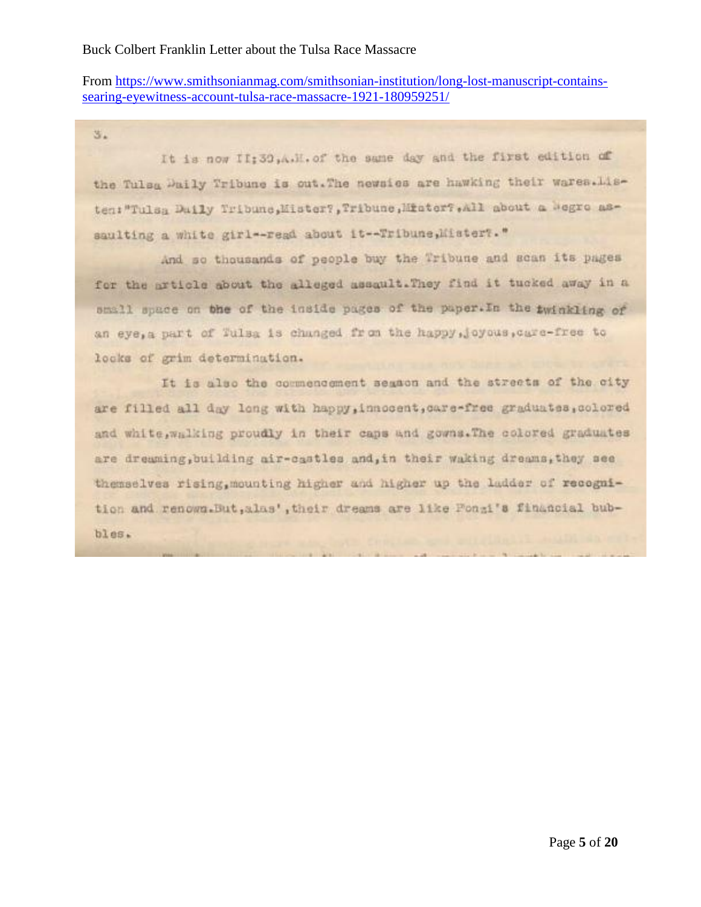Buck Colbert Franklin Letter about the Tulsa Race Massacre

From https://www.smithsonianmag.com/smithsonian-institution/long-lost-manuscript-contains-searing-eyewitness-account-tulsa-race-massacre-1921-180959251/

3.

It is now II;30,A.M.of the same day and the first edition of the Tulsa Daily Tribune is out.The newsies are hawking their wares.Listen:"Tulsa Daily Tribune,Mister?,Tribune,Mister?,All about a Negro assaulting a white girl--read about it--Tribune,Mister?."

And so thousands of people buy the Tribune and scan its pages for the article about the alleged assault.They find it tucked away in a small space on one of the inside pages of the paper.In the twinkling of an eye,a part of Tulsa is changed from the happy,joyous,care-free to looks of grim determination.

It is also the commencement season and the streets of the city are filled all day long with happy,innocent,care-free graduates,colored and white,walking proudly in their caps and gowns.The colored graduates are dreaming,building air-castles and,in their waking dreams,they see themselves rising,mounting higher and higher up the ladder of recognition and renown.But,alas',their dreams are like Ponzi's financial bubbles.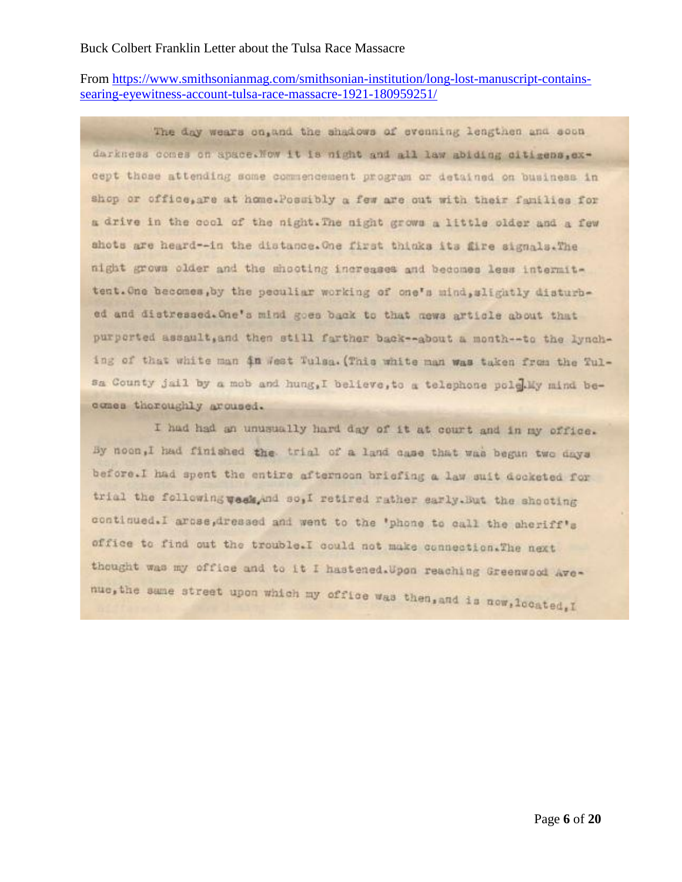Buck Colbert Franklin Letter about the Tulsa Race Massacre

From https://www.smithsonianmag.com/smithsonian-institution/long-lost-manuscript-contains-searing-eyewitness-account-tulsa-race-massacre-1921-180959251/

The day wears on,and the shadows of evening lengthen and soon darkness comes on apace.Now it is night and all law abiding citizens,except those attending some commencement program or detained on business in shop or office,are at home.Possibly a few are out with their families for a drive in the cool of the night.The night grows a little older and a few shots are heard--in the distance.One first thinks its fire signals.The night grows older and the shooting increases and becomes less intermittent.One becomes,by the peculiar working of one's mind,slightly disturbed and distressed.One's mind goes back to that news article about that purported assault,and then still farther back--about a month--to the lynching of that white man in West Tulsa.(This white man was taken from the Tulsa County jail by a mob and hung,I believe,to a telephone pole).My mind becomes thoroughly aroused.

I had had an unusually hard day of it at court and in my office. By noon,I had finished the trial of a land case that was begun two days before.I had spent the entire afternoon briefing a law suit docketed for trial the following week.And so,I retired rather early.But the shooting continued.I arose,dressed and went to the 'phone to call the sheriff's office to find out the trouble.I could not make connection.The next thought was my office and to it I hastened.Upon reaching Greenwood Avenue,the same street upon which my office was then,and is now,located,I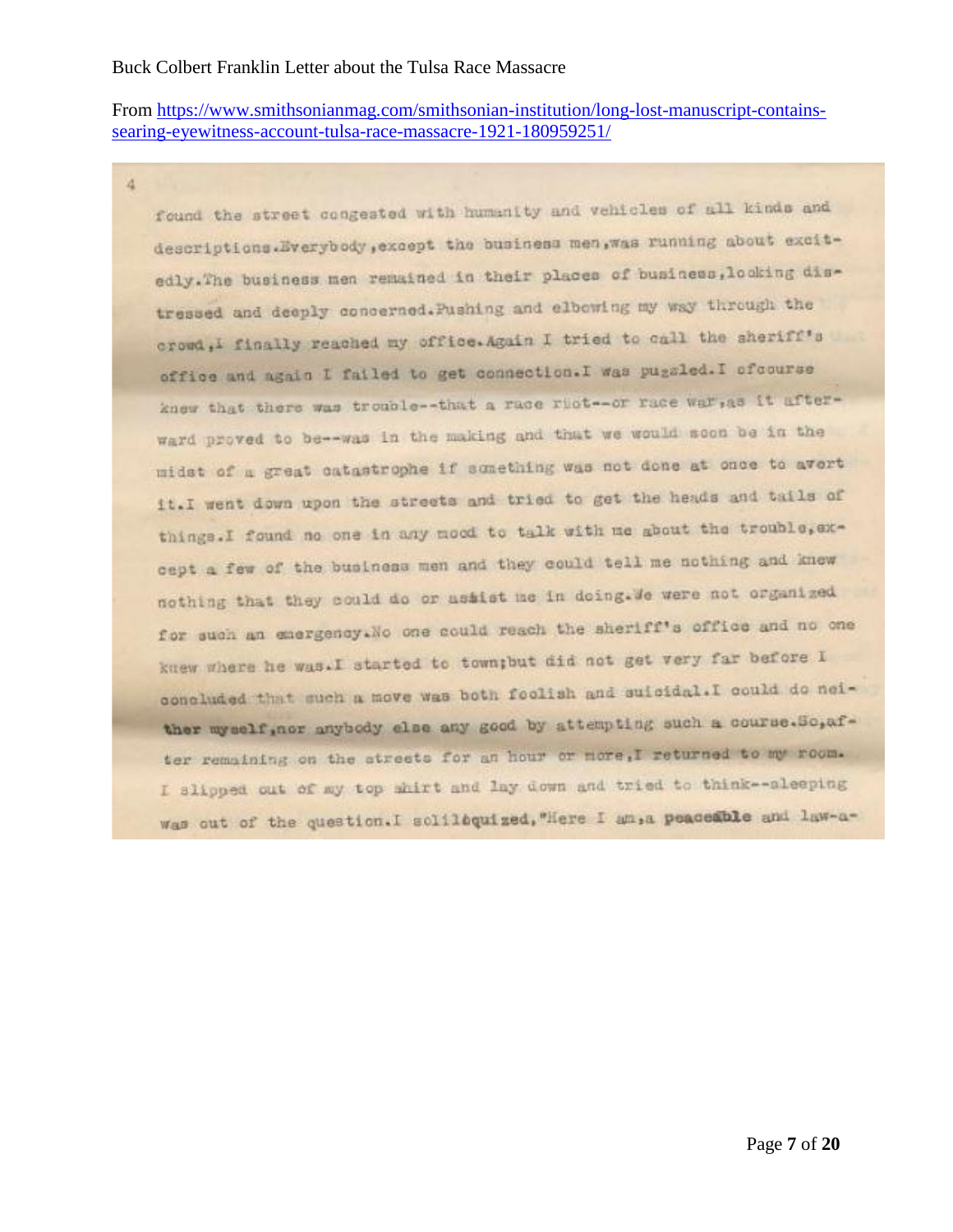found the street congested with humanity and vehicles of all kinds and descriptions.Everybody,except the business men,was running about excitedly.The business men remained in their places of business,looking distressed and deeply concerned.Pushing and elbowing my way through the crowd,I finally reached my office.Again I tried to call the sheriff's office and again I failed to get connection.I was puzzled.I ofcourse knew that there was trouble--that a race riot--or race war,as it afterward proved to be--was in the making and that we would soon be in the midst of a great catastrophe if something was not done at once to avert it.I went down upon the streets and tried to get the heads and tails of things.I found no one in any mood to talk with me about the trouble,except a few of the business men and they could tell me nothing and knew nothing that they could do or assist me in doing.We were not organized for such an emergency.No one could reach the sheriff's office and no one knew where he was.I started to town;but did not get very far before I concluded that such a move was both foolish and suicidal.I could do neither myself,nor anybody else any good by attempting such a course.So,after remaining on the streets for an hour or more,I returned to my room. I slipped out of my top shirt and lay down and tried to think--sleeping was out of the question.I soliloquized,"Here I am,a peaceable and law-a-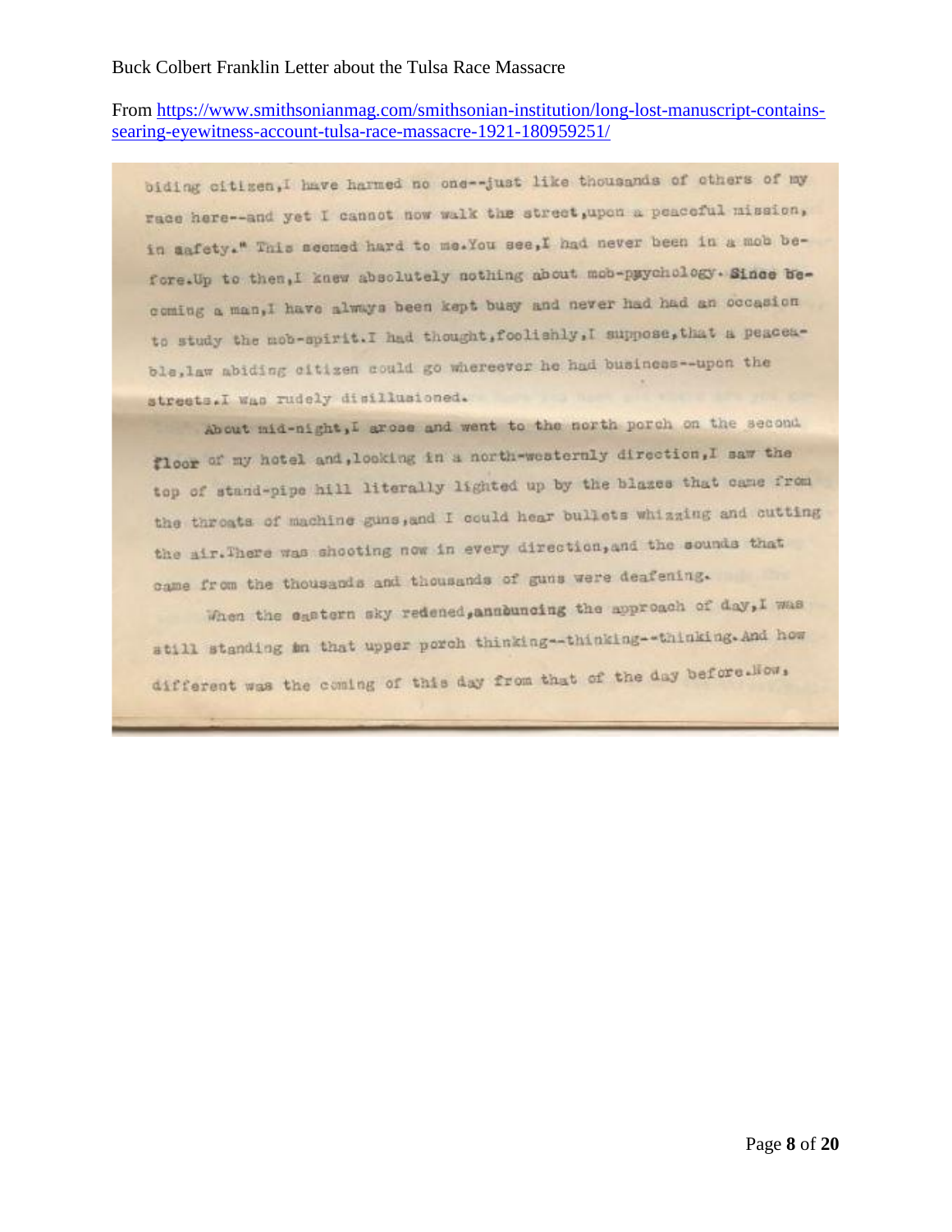Buck Colbert Franklin Letter about the Tulsa Race Massacre

From https://www.smithsonianmag.com/smithsonian-institution/long-lost-manuscript-contains-searing-eyewitness-account-tulsa-race-massacre-1921-180959251/

biding citizen,I have harmed no one--just like thousands of others of my race here--and yet I cannot now walk the street,upon a peaceful mission, in safety." This seemed hard to me.You see,I had never been in a mob before.Up to then,I knew absolutely nothing about mob-psychology. Since becoming a man,I have always been kept busy and never had had an occasion to study the mob-spirit.I had thought,foolishly,I suppose,that a peaceable,law abiding citizen could go whereever he had business--upon the streets.I was rudely disillusioned.

About mid-night,I arose and went to the north porch on the second floor of my hotel and,looking in a north-westernly direction,I saw the top of stand-pipe hill literally lighted up by the blazes that came from the throats of machine guns,and I could hear bullets whizzing and cutting the air.There was shooting now in every direction,and the sounds that came from the thousands and thousands of guns were deafening.

When the eastern sky redened,annbuncing the approach of day,I was still standing in that upper porch thinking--thinking--thinking.And how different was the coming of this day from that of the day before.Now,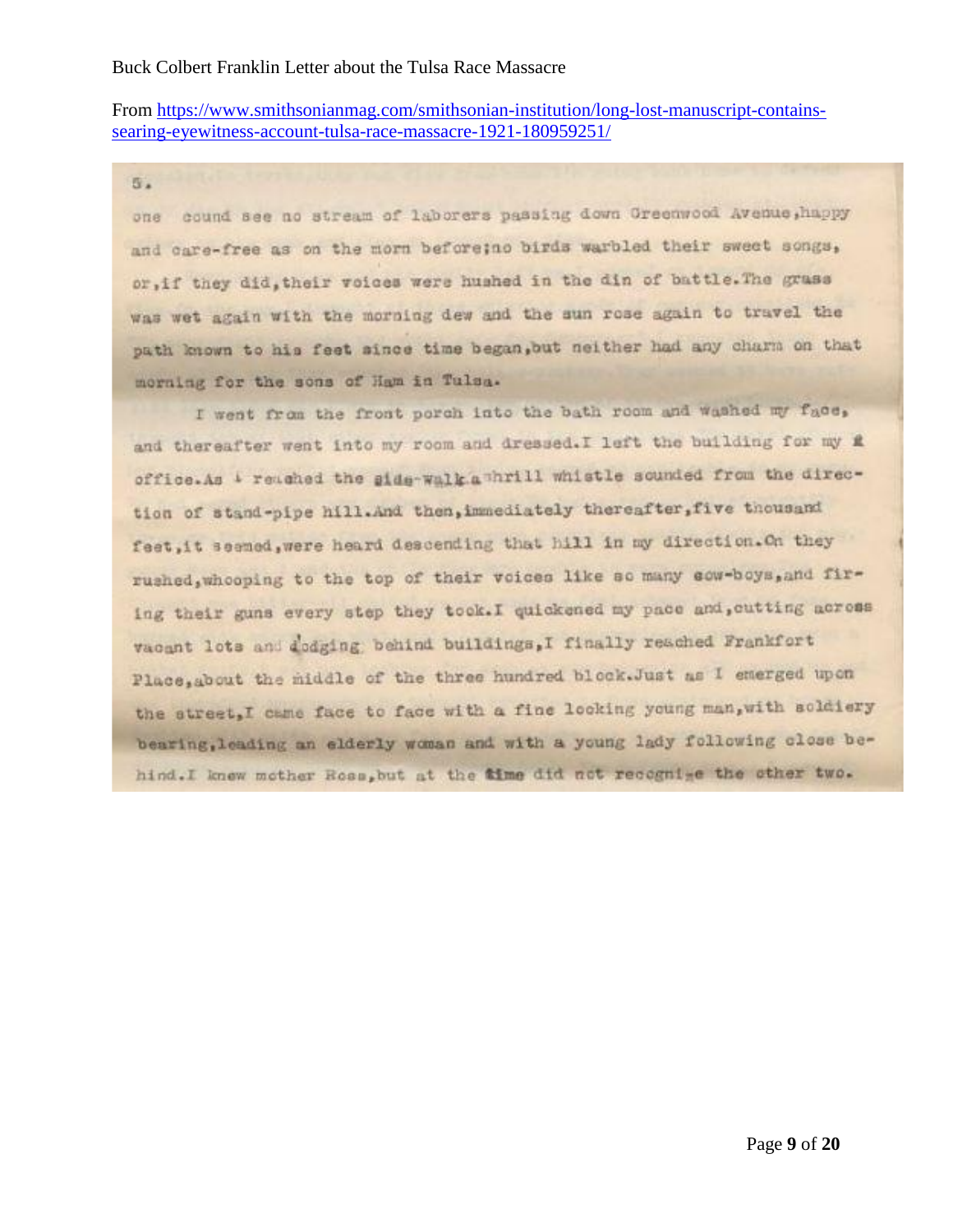Buck Colbert Franklin Letter about the Tulsa Race Massacre

From https://www.smithsonianmag.com/smithsonian-institution/long-lost-manuscript-contains-searing-eyewitness-account-tulsa-race-massacre-1921-180959251/

5.

one cound see no stream of laborers passing down Greenwood Avenue,happy and care-free as on the morn before;no birds warbled their sweet songs, or,if they did,their voices were hushed in the din of battle.The grass was wet again with the morning dew and the sun rose again to travel the path known to his feet since time began,but neither had any charm on that morning for the sons of Ham in Tulsa.

I went from the front porch into the bath room and washed my face, and thereafter went into my room and dressed.I left the building for my office.As I reached the side-walk a shrill whistle sounded from the direction of stand-pipe hill.And then,immediately thereafter,five thousand feet,it seemed,were heard descending that hill in my direction.On they rushed,whooping to the top of their voices like so many cow-boys,and firing their guns every step they took.I quickened my pace and,cutting across vacant lots and dodging behind buildings,I finally reached Frankfort Place,about the middle of the three hundred block.Just as I emerged upon the street,I came face to face with a fine looking young man,with soldiery bearing,leading an elderly woman and with a young lady following close behind.I knew mother Ross,but at the time did not recognize the other two.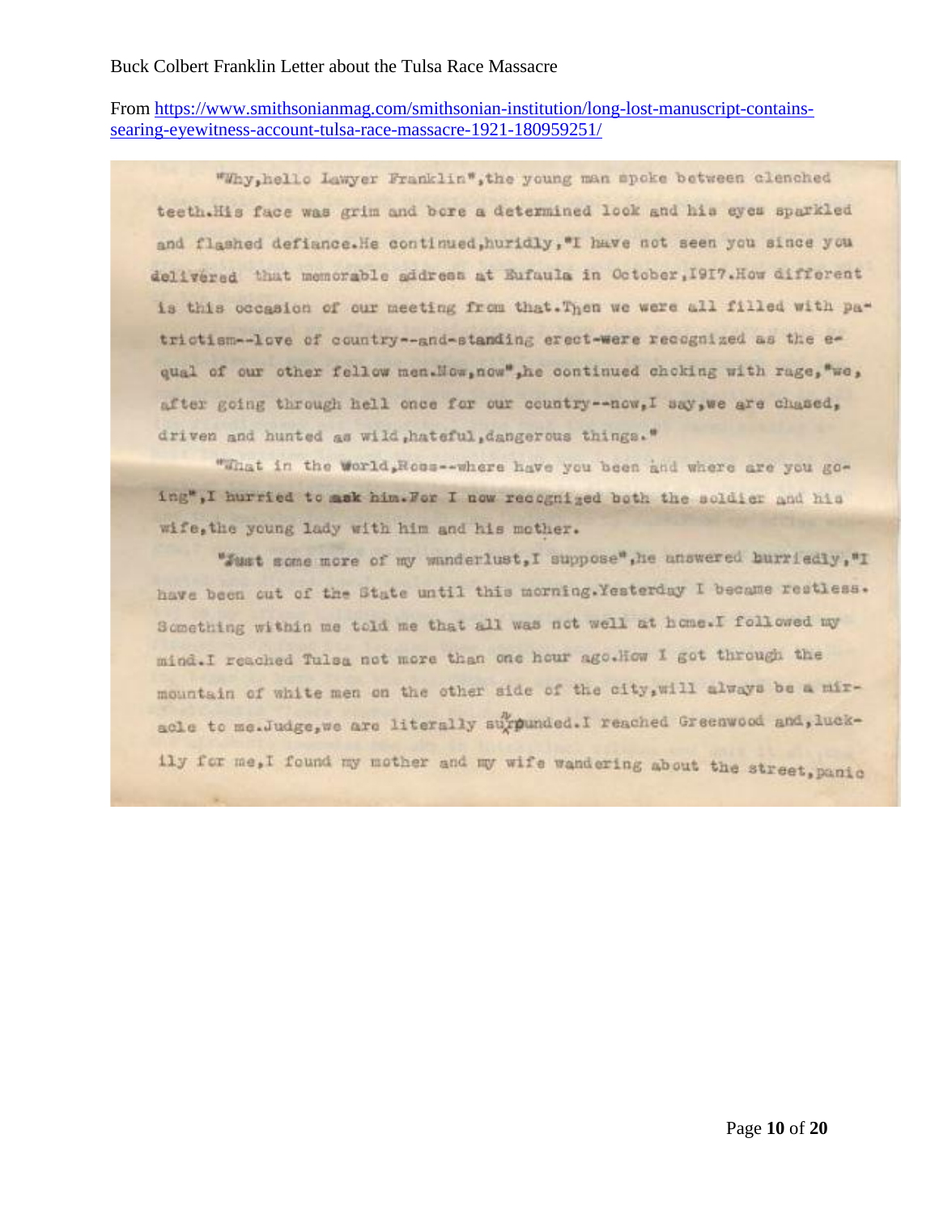Buck Colbert Franklin Letter about the Tulsa Race Massacre

From https://www.smithsonianmag.com/smithsonian-institution/long-lost-manuscript-contains-searing-eyewitness-account-tulsa-race-massacre-1921-180959251/

"Why,hello Lawyer Franklin",the young man spoke between clenched teeth.His face was grim and bore a determined look and his eyes sparkled and flashed defiance.He continued,huridly,"I have not seen you since you delivered that memorable address at Eufaula in October,1917.How different is this occasion of our meeting from that.Then we were all filled with patriotism--love of country--and-standing erect-were recognized as the equal of our other fellow men.Now,now",he continued choking with rage,"we, after going through hell once for our country--now,I say,we are chased, driven and hunted as wild,hateful,dangerous things."

"What in the World,Ross--where have you been and where are you going",I hurried to ask him.For I now recognized both the soldier and his wife,the young lady with him and his mother.

"Just some more of my wanderlust,I suppose",he answered hurriedly,"I have been out of the State until this morning.Yesterday I became restless. Something within me told me that all was not well at home.I followed my mind.I reached Tulsa not more than one hour ago.How I got through the mountain of white men on the other side of the city,will always be a miracle to me.Judge,we are literally surrounded.I reached Greenwood and,luckily for me,I found my mother and my wife wandering about the street,panic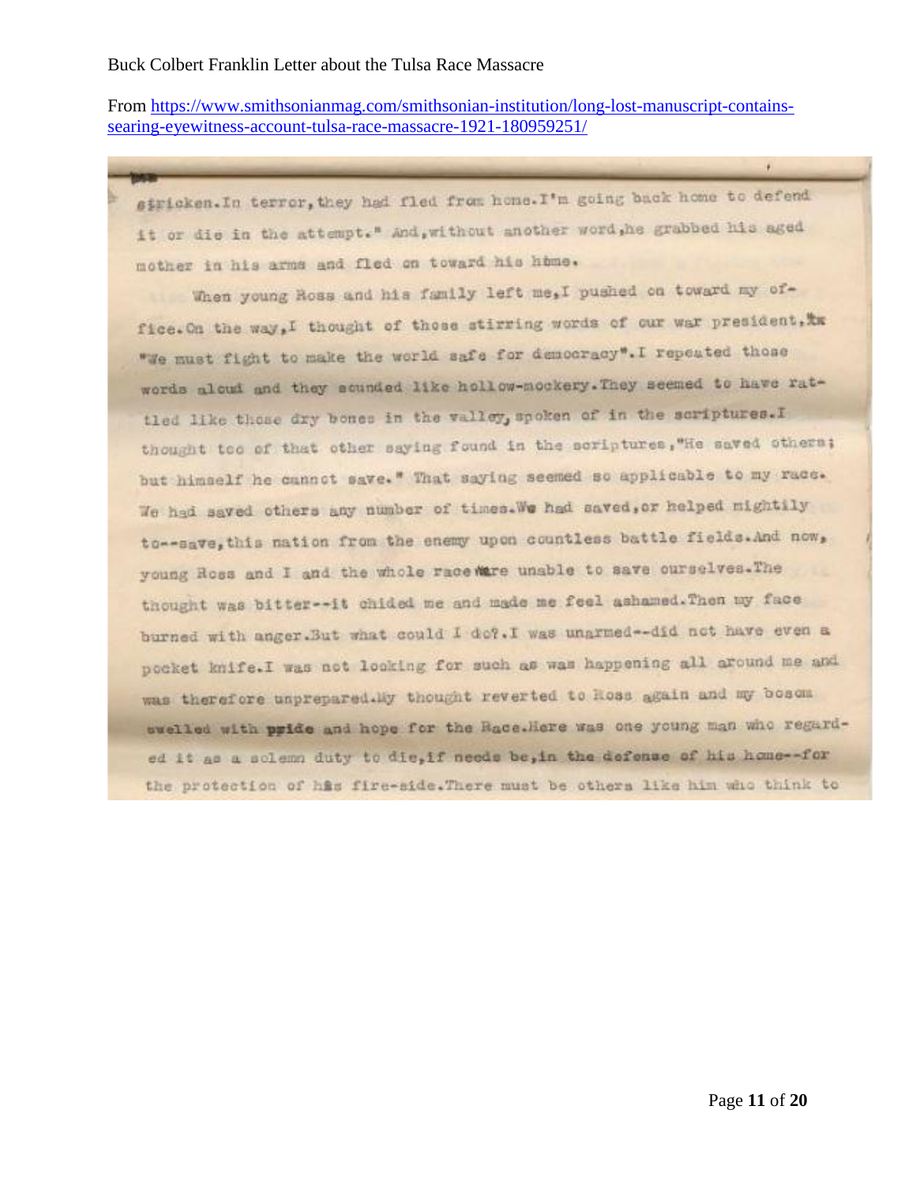Buck Colbert Franklin Letter about the Tulsa Race Massacre

From https://www.smithsonianmag.com/smithsonian-institution/long-lost-manuscript-contains-searing-eyewitness-account-tulsa-race-massacre-1921-180959251/

stricken.In terror,they had fled from home.I'm going back home to defend it or die in the attempt." And,without another word,he grabbed his aged mother in his arms and fled on toward his home.

When young Ross and his family left me,I pushed on toward my office.On the way,I thought of those stirring words of our war president,"We must fight to make the world safe for democracy".I repeated those words aloud and they sounded like hollow-mockery.They seemed to have rattled like those dry bones in the valley,spoken of in the scriptures.I thought too of that other saying found in the scriptures,"He saved others; but himself he cannot save." That saying seemed so applicable to my race. We had saved others any number of times.We had saved,or helped mightily to--save,this nation from the enemy upon countless battle fields.And now, young Ross and I and the whole race were unable to save ourselves.The thought was bitter--it chided me and made me feel ashamed.Then my face burned with anger.But what could I do?.I was unarmed--did not have even a pocket knife.I was not looking for such as was happening all around me and was therefore unprepared.My thought reverted to Ross again and my bosom swelled with pride and hope for the Race.Here was one young man who regarded it as a solemn duty to die,if needs be,in the defense of his home--for the protection of his fire-side.There must be others like him who think to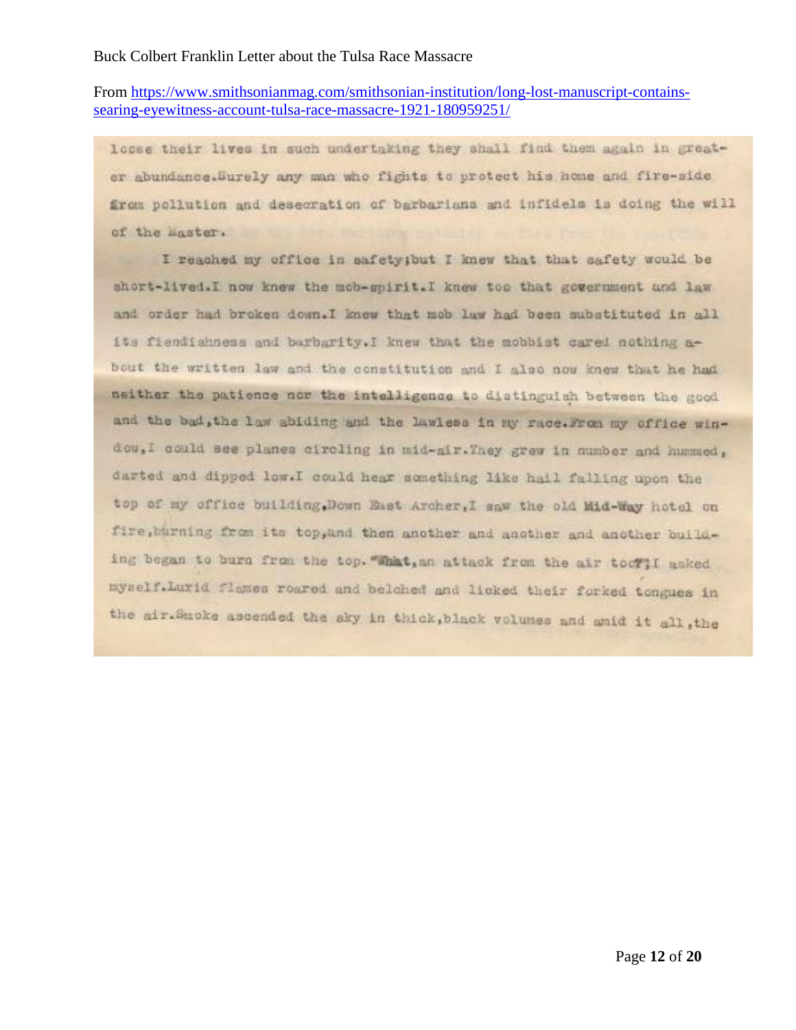Buck Colbert Franklin Letter about the Tulsa Race Massacre

From https://www.smithsonianmag.com/smithsonian-institution/long-lost-manuscript-contains-searing-eyewitness-account-tulsa-race-massacre-1921-180959251/

loose their lives in such undertaking they shall find them again in greater abundance.Surely any man who fights to protect his home and fire-side from pollution and desecration of barbarians and infidels is doing the will of the Master.

I reached my office in safety;but I knew that that safety would be short-lived.I now knew the mob-spirit.I knew too that government and law and order had broken down.I knew that mob law had been substituted in all its fiendishness and barbarity.I knew that the mobbist cared nothing about the written law and the constitution and I also now knew that he had neither the patience nor the intelligence to distinguish between the good and the bad,the law abiding and the lawless in my race.From my office window,I could see planes circling in mid-air.They grew in number and hummed, darted and dipped low.I could hear something like hail falling upon the top of my office building.Down East Archer,I saw the old Mid-Way hotel on fire,burning from its top,and then another and another and another building began to burn from the top."What,an attack from the air too?"I asked myself.Lurid flames roared and belched and licked their forked tongues in the air.Smoke ascended the sky in thick,black volumes and amid it all,the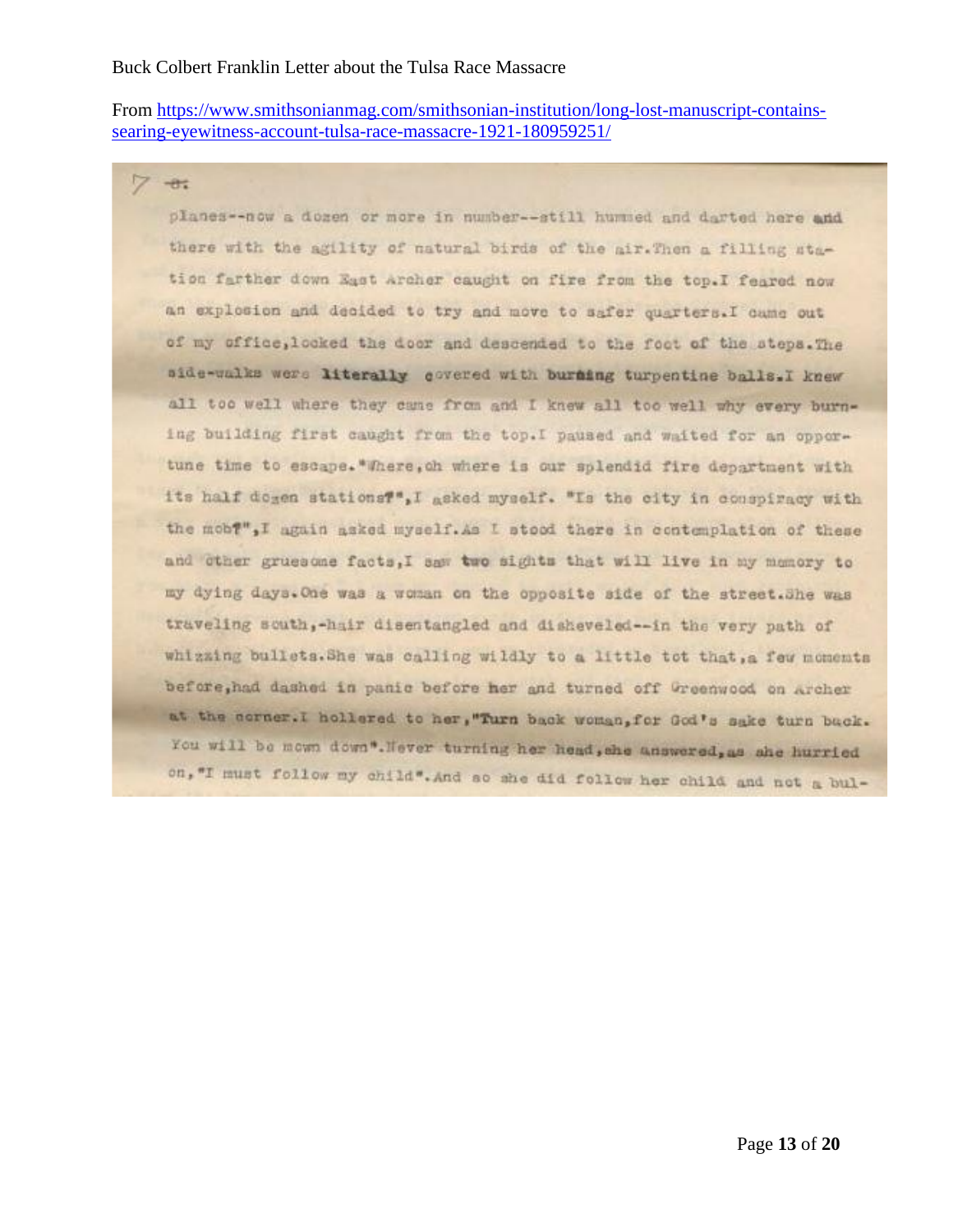Buck Colbert Franklin Letter about the Tulsa Race Massacre

From https://www.smithsonianmag.com/smithsonian-institution/long-lost-manuscript-contains-searing-eyewitness-account-tulsa-race-massacre-1921-180959251/

7 -8:

planes--now a dozen or more in number--still hummed and darted here and there with the agility of natural birds of the air.Then a filling station farther down East Archer caught on fire from the top.I feared now an explosion and decided to try and move to safer quarters.I came out of my office,locked the door and descended to the foot of the steps.The side-walks were **literally** covered with **burning** turpentine balls.I knew all too well where they came from and I knew all too well why every burning building first caught from the top.I paused and waited for an opportune time to escape."Where,oh where is our splendid fire department with its half dozen stations?",I asked myself. "Is the city in conspiracy with the mob?",I again asked myself.As I stood there in contemplation of these and other gruesome facts,I saw **two** sights that will live in my memory to my dying days.One was a woman on the opposite side of the street.She was traveling south,-hair disentangled and disheveled--in the very path of whizzing bullets.She was calling wildly to a little tot that,a few moments before,had dashed in panic before her and turned off Greenwood on Archer at the corner.I hollered to her,"Turn back woman,for God's sake turn back. You will be mown down".Never turning her head,she answered,as she hurried on,"I must follow my child".And so she did follow her child and not a bul-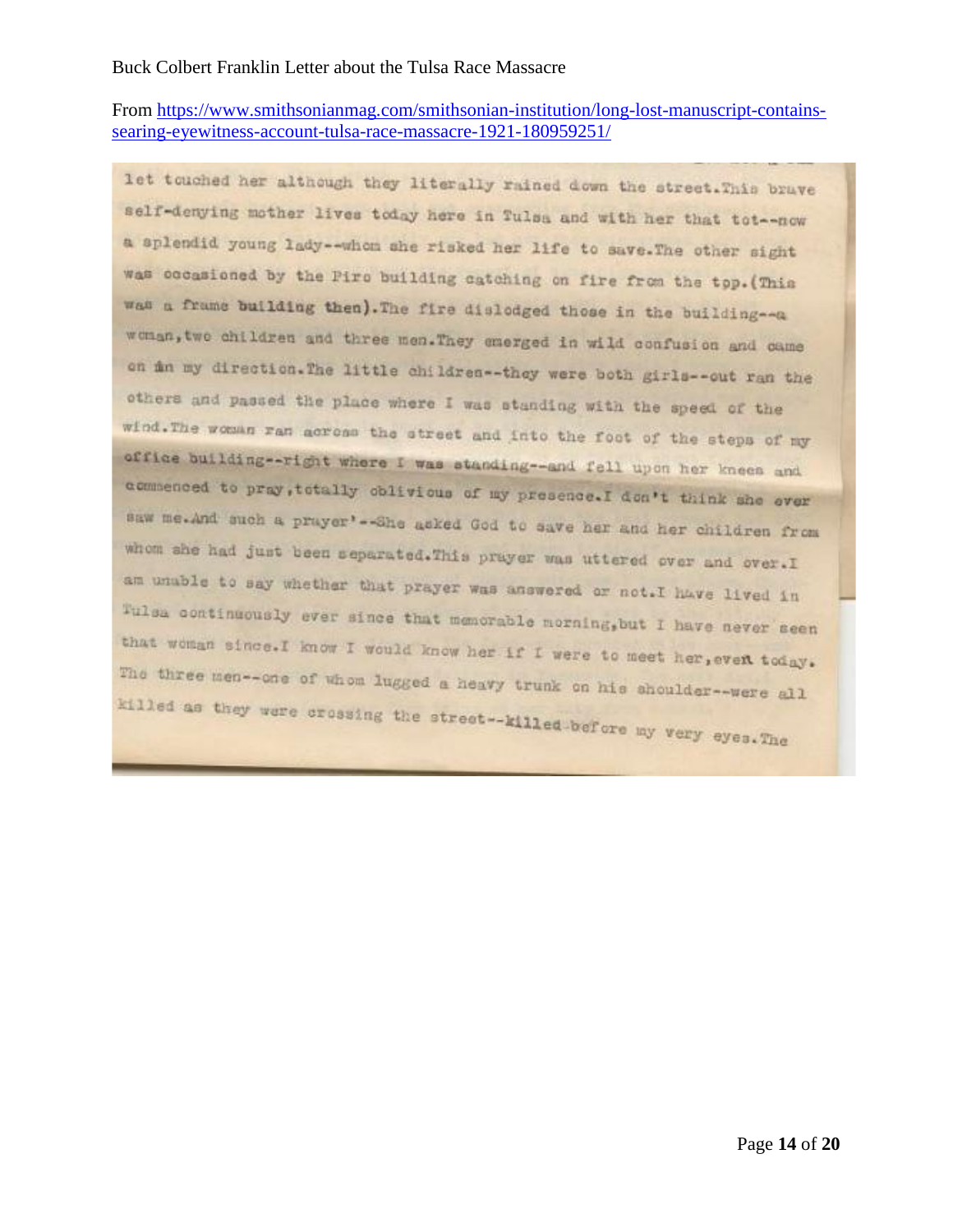let touched her although they literally rained down the street.This brave self-denying mother lives today here in Tulsa and with her that tot--now a splendid young lady--whom she risked her life to save.The other sight was occasioned by the Piro building catching on fire from the top.(This was a frame building then).The fire dislodged those in the building--a woman,two children and three men.They emerged in wild confusion and came on in my direction.The little children--they were both girls--out ran the others and passed the place where I was standing with the speed of the wind.The woman ran across the street and into the foot of the steps of my office building--right where I was standing--and fell upon her knees and commenced to pray,totally oblivious of my presence.I don't think she ever saw me.And such a prayer'--She asked God to save her and her children from whom she had just been separated.This prayer was uttered over and over.I am unable to say whether that prayer was answered or not.I have lived in Tulsa continuously ever since that memorable morning,but I have never seen that woman since.I know I would know her if I were to meet her,even today. The three men--one of whom lugged a heavy trunk on his shoulder--were all killed as they were crossing the street--killed before my very eyes.The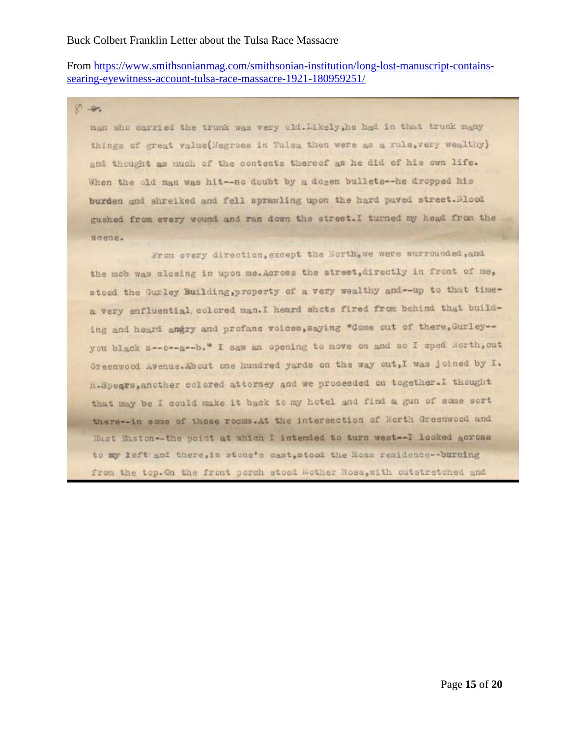Buck Colbert Franklin Letter about the Tulsa Race Massacre

From https://www.smithsonianmag.com/smithsonian-institution/long-lost-manuscript-contains-searing-eyewitness-account-tulsa-race-massacre-1921-180959251/

8-

man who carried the trunk was very old.Likely,he had in that trunk many things of great value(Negroes in Tulsa then were as a rule,very wealthy) and thought as much of the contents thereof as he did of his own life. When the old man was hit--no doubt by a dozen bullets--he dropped his burden and shreiked and fell sprawling upon the hard paved street.Blood gushed from every wound and ran down the street.I turned my head from the scene.

From every direction,except the North,we were surrounded,and the mob was closing in upon me.Across the street,directly in front of me, stood the Gurley Building,property of a very wealthy and--up to that time-a very enfluential colored man.I heard shots fired from behind that building and heard angry and profane voices,saying "Come out of there,Gurley--you black s--o--a--b." I saw an opening to move on and so I sped North,out Greenwood Avenue.About one hundred yards on the way out,I was joined by I. H.Spears,another colored attorney and we proceeded on together.I thought that may be I could make it back to my hotel and find a gun of some sort there--in some of those rooms.At the intersection of North Greenwood and East Easton--the point at which I intended to turn west--I looked across to my left and there,in stone's cast,stood the Ross residence--burning from the top.On the front porch stood Mother Ross,with outstretched and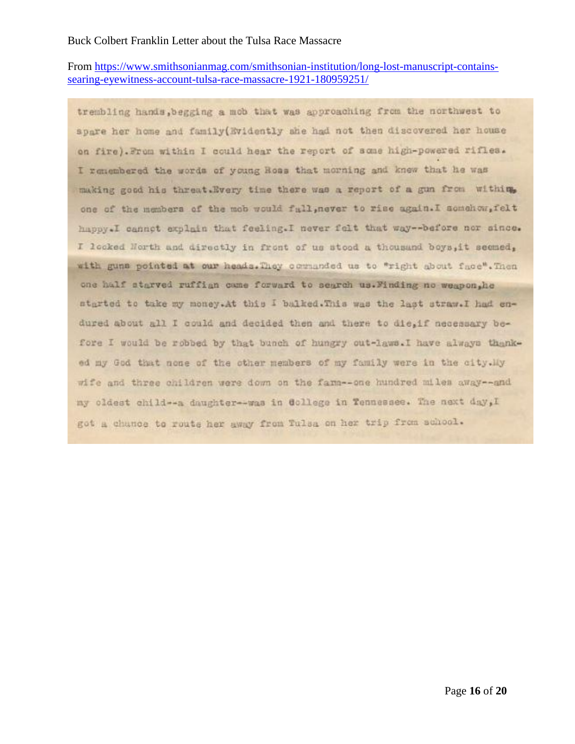trembling hands, begging a mob that was approaching from the northwest to spare her home and family(Evidently she had not then discovered her house on fire). From within I could hear the report of some high-powered rifles. I remembered the words of young Ross that morning and knew that he was making good his threat. Every time there was a report of a gun from within, one of the members of the mob would fall, never to rise again. I somehow, felt happy. I cannot explain that feeling. I never felt that way--before nor since. I looked North and directly in front of us stood a thousand boys, it seemed, with guns pointed at our heads. They commanded us to "right about face". Then one half starved ruffian came forward to search us. Finding no weapon, he started to take my money. At this I balked. This was the last straw. I had endured about all I could and decided then and there to die, if necessary before I would be robbed by that bunch of hungry out-laws. I have always thanked my God that none of the other members of my family were in the city. My wife and three children were down on the farm--one hundred miles away--and my oldest child--a daughter--was in College in Tennessee. The next day, I got a chance to route her away from Tulsa on her trip from school.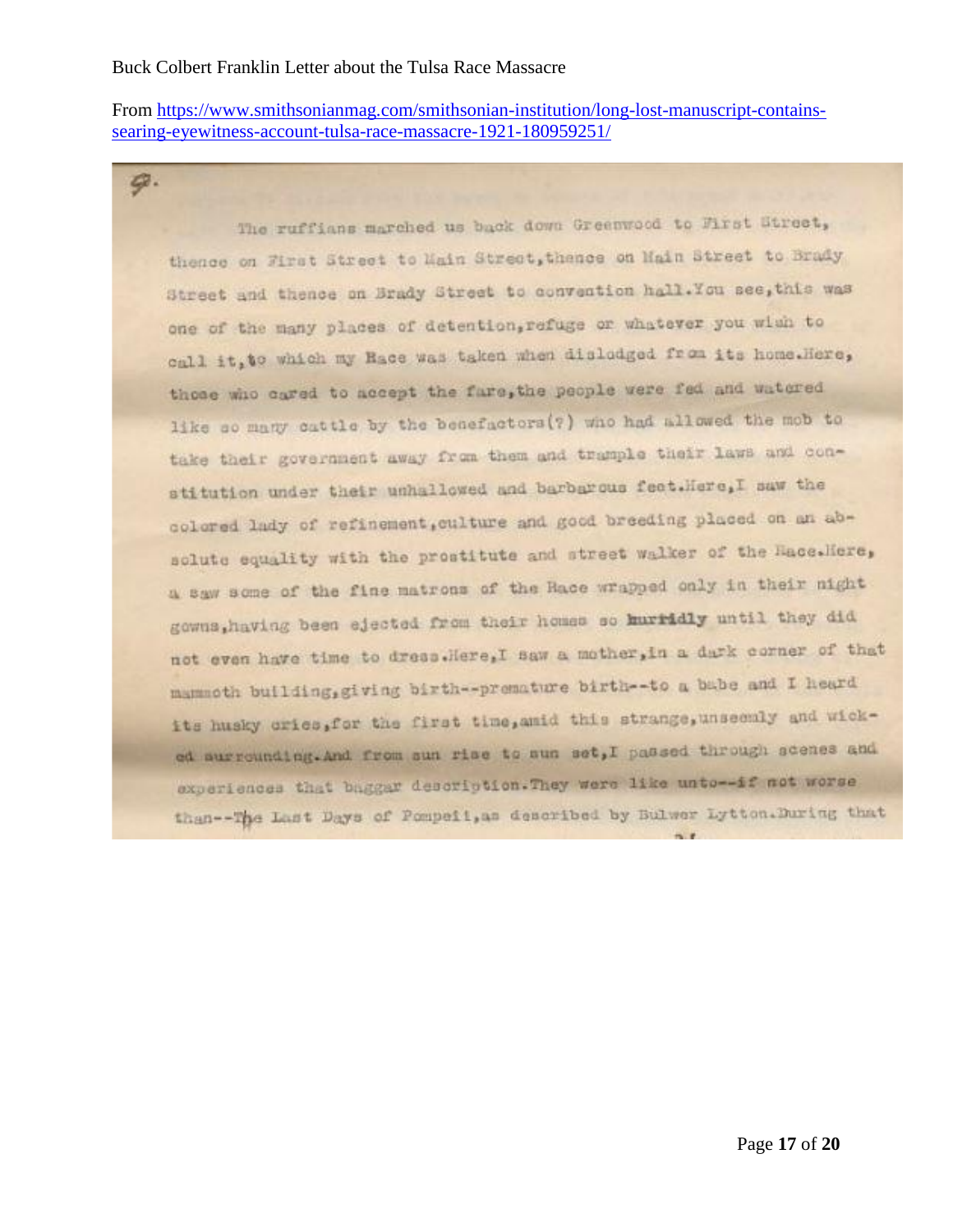Buck Colbert Franklin Letter about the Tulsa Race Massacre

From https://www.smithsonianmag.com/smithsonian-institution/long-lost-manuscript-contains-searing-eyewitness-account-tulsa-race-massacre-1921-180959251/

9.

The ruffians marched us back down Greenwood to First Street, thence on First Street to Main Street, thence on Main Street to Brady Street and thence on Brady Street to convention hall. You see, this was one of the many places of detention, refuge or whatever you wish to call it, to which my Race was taken when dislodged from its home. Here, those who cared to accept the fare, the people were fed and watered like so many cattle by the benefactors(?) who had allowed the mob to take their government away from them and trample their laws and constitution under their unhallowed and barbarous feet. Here, I saw the colored lady of refinement, culture and good breeding placed on an absolute equality with the prostitute and street walker of the Race. Here, a saw some of the fine matrons of the Race wrapped only in their night gowns, having been ejected from their homes so **hurridly** until they did not even have time to dress. Here, I saw a mother, in a dark corner of that mammoth building, giving birth--premature birth--to a babe and I heard its husky cries, for the first time, amid this strange, unseemly and wicked surrounding. And from sun rise to sun set, I passed through scenes and experiences that baggar description. They were like unto--if not worse than--The Last Days of Pompeii, as described by Bulwer Lytton. During that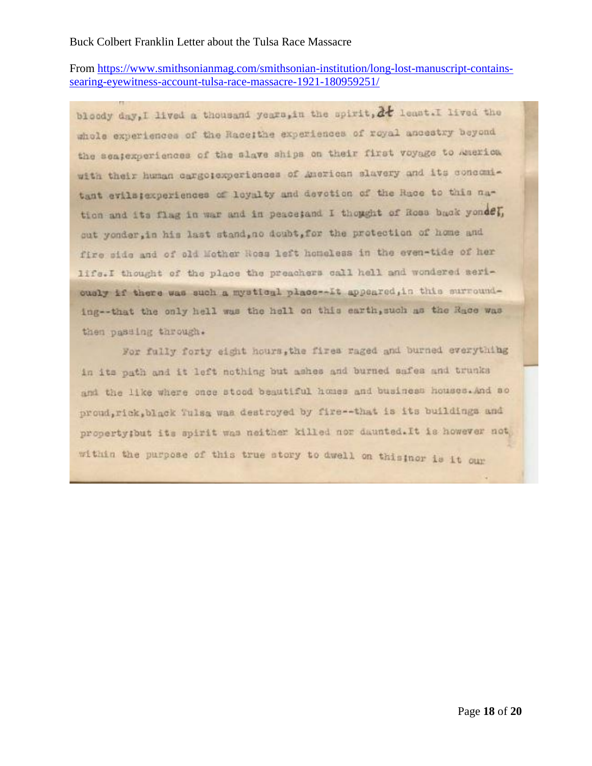Buck Colbert Franklin Letter about the Tulsa Race Massacre

From https://www.smithsonianmag.com/smithsonian-institution/long-lost-manuscript-contains-searing-eyewitness-account-tulsa-race-massacre-1921-180959251/

bloody day,I lived a thousand years,in the spirit,at least.I lived the whole experiences of the Race:the experiences of royal ancestry beyond the sea;experiences of the slave ships on their first voyage to America with their human cargo:experiences of American slavery and its concomitant evils;experiences of loyalty and devotion of the Race to this nation and its flag in war and in peace;and I thought of Ross back yonder, out yonder,in his last stand,no doubt,for the protection of home and fire side and of old Mother Ross left homeless in the even-tide of her life.I thought of the place the preachers call hell and wondered seriously if there was such a mystical place--It appeared,in this surrounding--that the only hell was the hell on this earth,such as the Race was then passing through.

For fully forty eight hours,the fires raged and burned everything in its path and it left nothing but ashes and burned safes and trunks and the like where once stood beautiful homes and business houses.And so proud,rick,black Tulsa was destroyed by fire--that is its buildings and property;but its spirit was neither killed nor daunted.It is however not within the purpose of this true story to dwell on this;nor is it our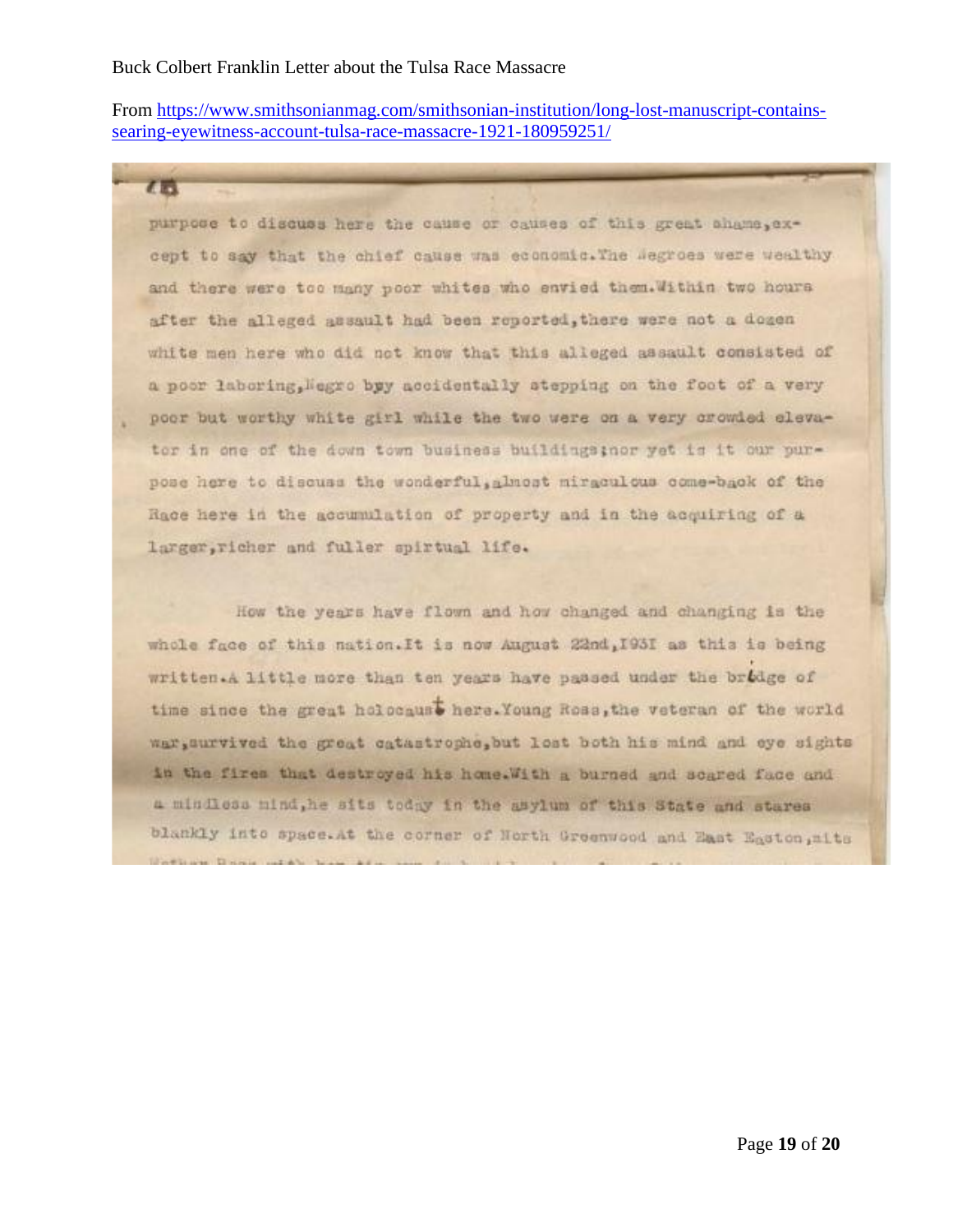Buck Colbert Franklin Letter about the Tulsa Race Massacre

From https://www.smithsonianmag.com/smithsonian-institution/long-lost-manuscript-contains-searing-eyewitness-account-tulsa-race-massacre-1921-180959251/

purpose to discuss here the cause or causes of this great shame,except to say that the chief cause was economic.The Negroes were wealthy and there were too many poor whites who envied them.Within two hours after the alleged assault had been reported,there were not a dozen white men here who did not know that this alleged assault consisted of a poor laboring,Negro bpy accidentally stepping on the foot of a very poor but worthy white girl while the two were on a very crowded elevator in one of the down town business buildings;nor yet is it our purpose here to discuss the wonderful,almost miraculous come-back of the Race here in the accumulation of property and in the acquiring of a larger,richer and fuller spirtual life.

How the years have flown and how changed and changing is the whole face of this nation.It is now August 22nd,1931 as this is being written.A little more than ten years have passed under the bridge of time since the great holocaust here.Young Ross,the veteran of the world war,survived the great catastrophe,but lost both his mind and eye sights in the fires that destroyed his home.With a burned and scared face and a mindless mind,he sits today in the asylum of this State and stares blankly into space.At the corner of North Greenwood and East Easton,sits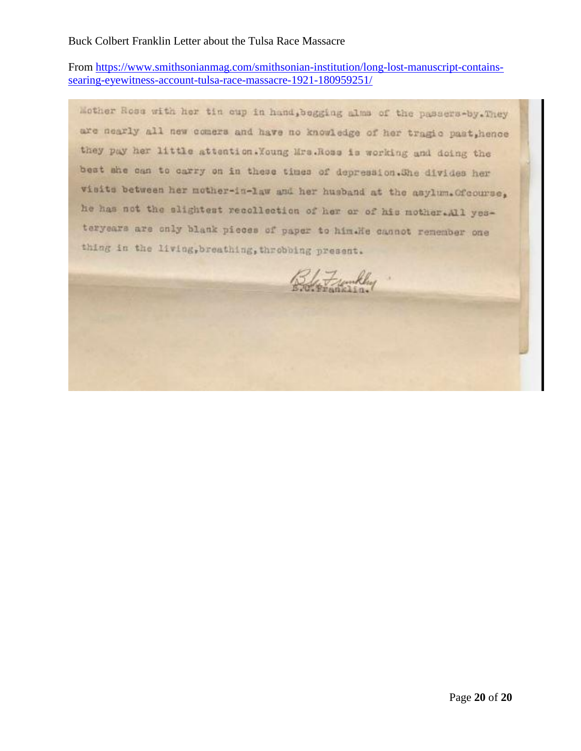Buck Colbert Franklin Letter about the Tulsa Race Massacre

From https://www.smithsonianmag.com/smithsonian-institution/long-lost-manuscript-contains-searing-eyewitness-account-tulsa-race-massacre-1921-180959251/

Mother Ross with her tin cup in hand,begging alms of the passers-by.They are nearly all new comers and have no knowledge of her tragic past,hence they pay her little attention.Young Mrs.Ross is working and doing the best she can to carry on in these times of depression.She divides her visits between her mother-in-law and her husband at the asylum.Ofcourse, he has not the slightest recollection of her or of his mother.All yesteryears are only blank pieces of paper to him.He cannot remember one thing in the living,breathing,throbbing present.

B.C.Franklin.